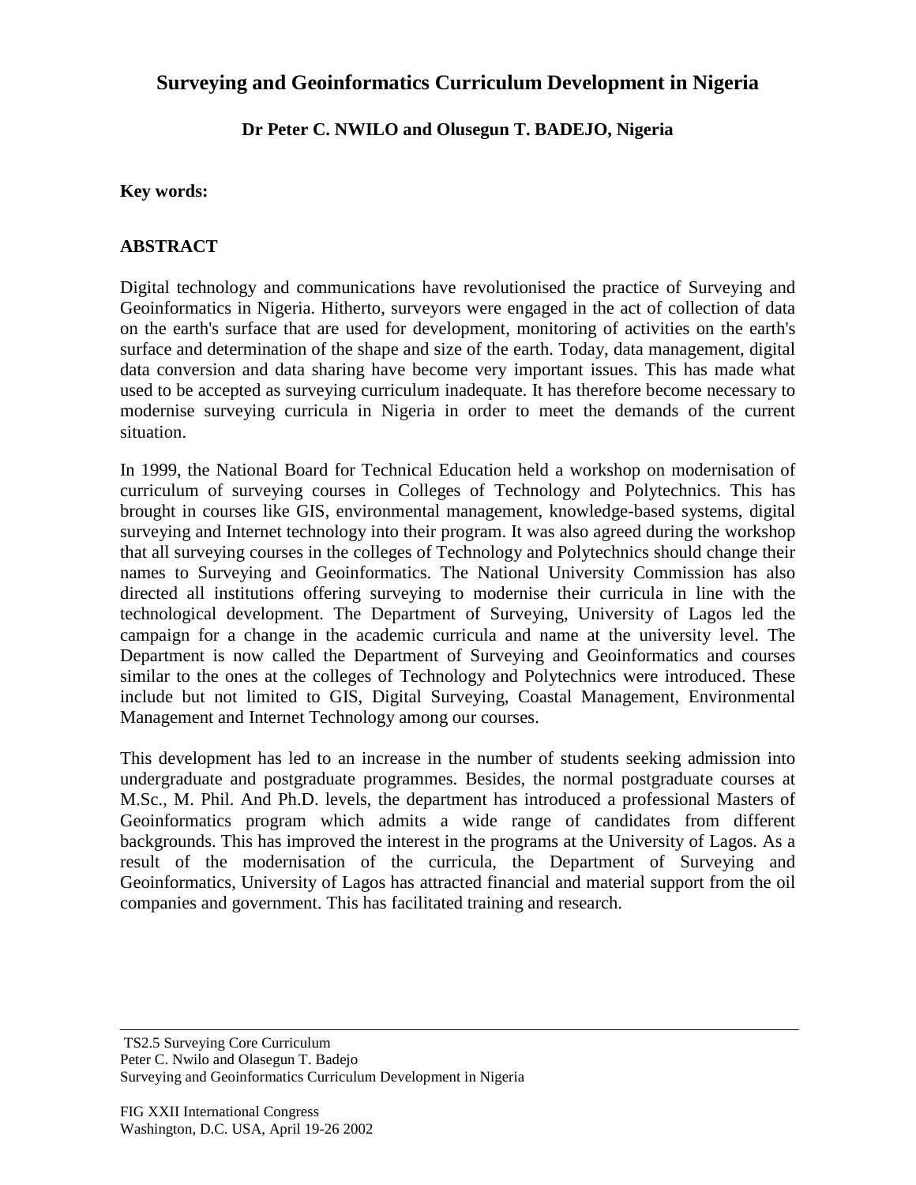# Surveying and Geoinformatics Curriculum Development in Nigeria

**Dr Peter C. NWILO and Olusegun T. BADEJO, Nigeria**

**Key words:**

## ABSTRACT

Digital technology and communications have revolutionised the practice of Surveying and Geoinformatics in Nigeria. Hitherto, surveyors were engaged in the act of collection of data on the earth's surface that are used for development, monitoring of activities on the earth's surface and determination of the shape and size of the earth. Today, data management, digital data conversion and data sharing have become very important issues. This has made what used to be accepted as surveying curriculum inadequate. It has therefore become necessary to modernise surveying curricula in Nigeria in order to meet the demands of the current situation.

In 1999, the National Board for Technical Education held a workshop on modernisation of curriculum of surveying courses in Colleges of Technology and Polytechnics. This has brought in courses like GIS, environmental management, knowledge-based systems, digital surveying and Internet technology into their program. It was also agreed during the workshop that all surveying courses in the colleges of Technology and Polytechnics should change their names to Surveying and Geoinformatics. The National University Commission has also directed all institutions offering surveying to modernise their curricula in line with the technological development. The Department of Surveying, University of Lagos led the campaign for a change in the academic curricula and name at the university level. The Department is now called the Department of Surveying and Geoinformatics and courses similar to the ones at the colleges of Technology and Polytechnics were introduced. These include but not limited to GIS, Digital Surveying, Coastal Management, Environmental Management and Internet Technology among our courses.

This development has led to an increase in the number of students seeking admission into undergraduate and postgraduate programmes. Besides, the normal postgraduate courses at M.Sc., M. Phil. And Ph.D. levels, the department has introduced a professional Masters of Geoinformatics program which admits a wide range of candidates from different backgrounds. This has improved the interest in the programs at the University of Lagos. As a result of the modernisation of the curricula, the Department of Surveying and Geoinformatics, University of Lagos has attracted financial and material support from the oil companies and government. This has facilitated training and research.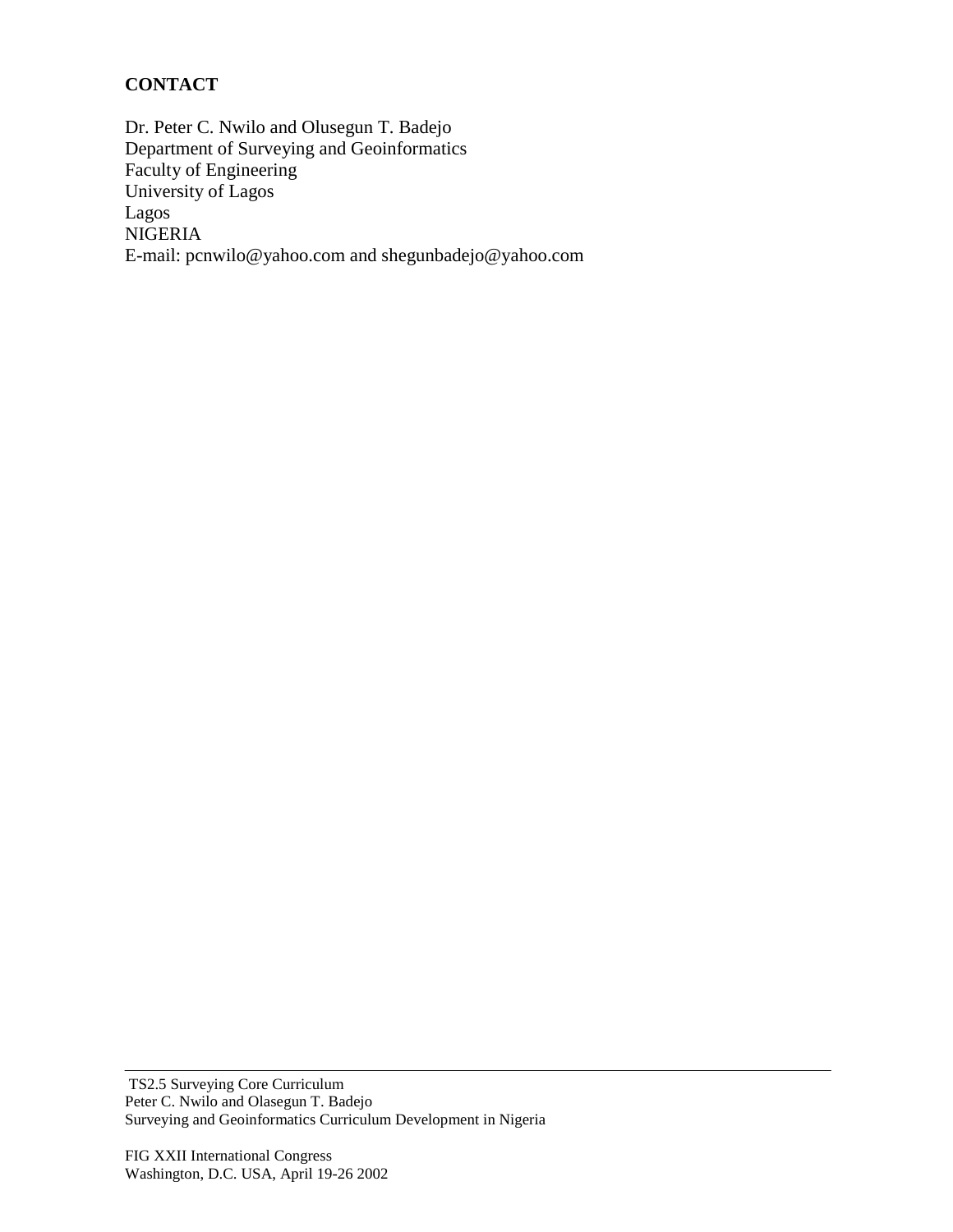**CONTACT**

Dr. Peter C. Nwilo and Olusegun T. Badejo
Department of Surveying and Geoinformatics
Faculty of Engineering
University of Lagos
Lagos
NIGERIA
E-mail: pcnwilo@yahoo.com and shegunbadejo@yahoo.com